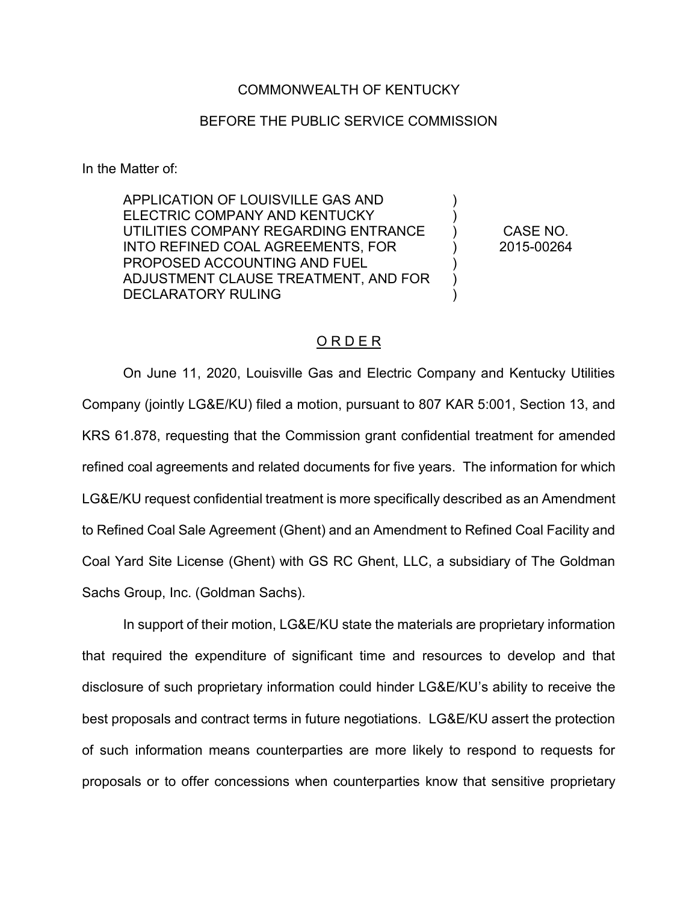COMMONWEALTH OF KENTUCKY

BEFORE THE PUBLIC SERVICE COMMISSION

In the Matter of:

| | | |
|---|---|---|
| APPLICATION OF LOUISVILLE GAS AND ELECTRIC COMPANY AND KENTUCKY UTILITIES COMPANY REGARDING ENTRANCE INTO REFINED COAL AGREEMENTS, FOR PROPOSED ACCOUNTING AND FUEL ADJUSTMENT CLAUSE TREATMENT, AND FOR DECLARATORY RULING | ) ) ) ) ) ) ) | CASE NO. 2015-00264 |

## ORDER

On June 11, 2020, Louisville Gas and Electric Company and Kentucky Utilities Company (jointly LG&E/KU) filed a motion, pursuant to 807 KAR 5:001, Section 13, and KRS 61.878, requesting that the Commission grant confidential treatment for amended refined coal agreements and related documents for five years. The information for which LG&E/KU request confidential treatment is more specifically described as an Amendment to Refined Coal Sale Agreement (Ghent) and an Amendment to Refined Coal Facility and Coal Yard Site License (Ghent) with GS RC Ghent, LLC, a subsidiary of The Goldman Sachs Group, Inc. (Goldman Sachs).

In support of their motion, LG&E/KU state the materials are proprietary information that required the expenditure of significant time and resources to develop and that disclosure of such proprietary information could hinder LG&E/KU's ability to receive the best proposals and contract terms in future negotiations. LG&E/KU assert the protection of such information means counterparties are more likely to respond to requests for proposals or to offer concessions when counterparties know that sensitive proprietary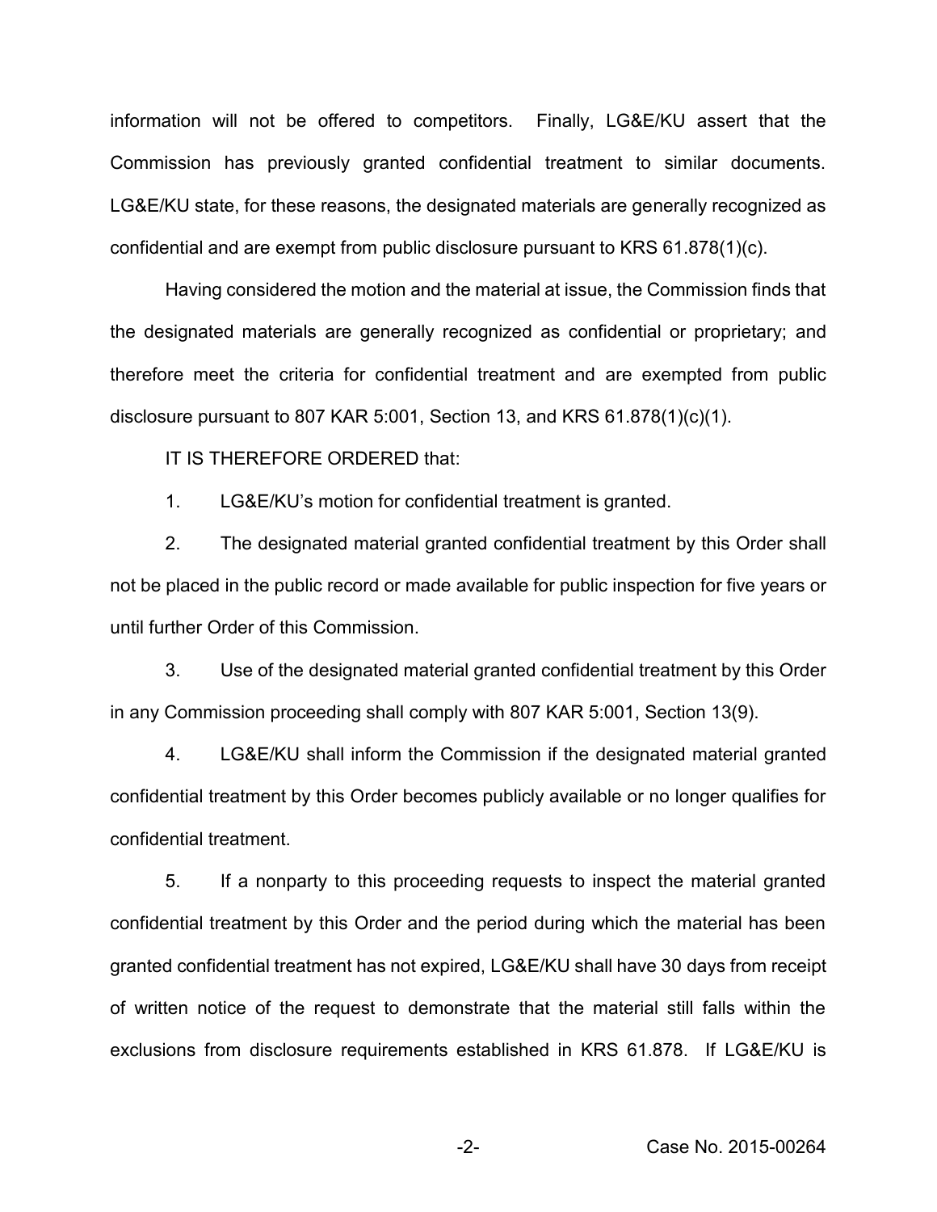information will not be offered to competitors. Finally, LG&E/KU assert that the Commission has previously granted confidential treatment to similar documents. LG&E/KU state, for these reasons, the designated materials are generally recognized as confidential and are exempt from public disclosure pursuant to KRS 61.878(1)(c).

Having considered the motion and the material at issue, the Commission finds that the designated materials are generally recognized as confidential or proprietary; and therefore meet the criteria for confidential treatment and are exempted from public disclosure pursuant to 807 KAR 5:001, Section 13, and KRS 61.878(1)(c)(1).

IT IS THEREFORE ORDERED that:

1. LG&E/KU's motion for confidential treatment is granted.

2. The designated material granted confidential treatment by this Order shall not be placed in the public record or made available for public inspection for five years or until further Order of this Commission.

3. Use of the designated material granted confidential treatment by this Order in any Commission proceeding shall comply with 807 KAR 5:001, Section 13(9).

4. LG&E/KU shall inform the Commission if the designated material granted confidential treatment by this Order becomes publicly available or no longer qualifies for confidential treatment.

5. If a nonparty to this proceeding requests to inspect the material granted confidential treatment by this Order and the period during which the material has been granted confidential treatment has not expired, LG&E/KU shall have 30 days from receipt of written notice of the request to demonstrate that the material still falls within the exclusions from disclosure requirements established in KRS 61.878. If LG&E/KU is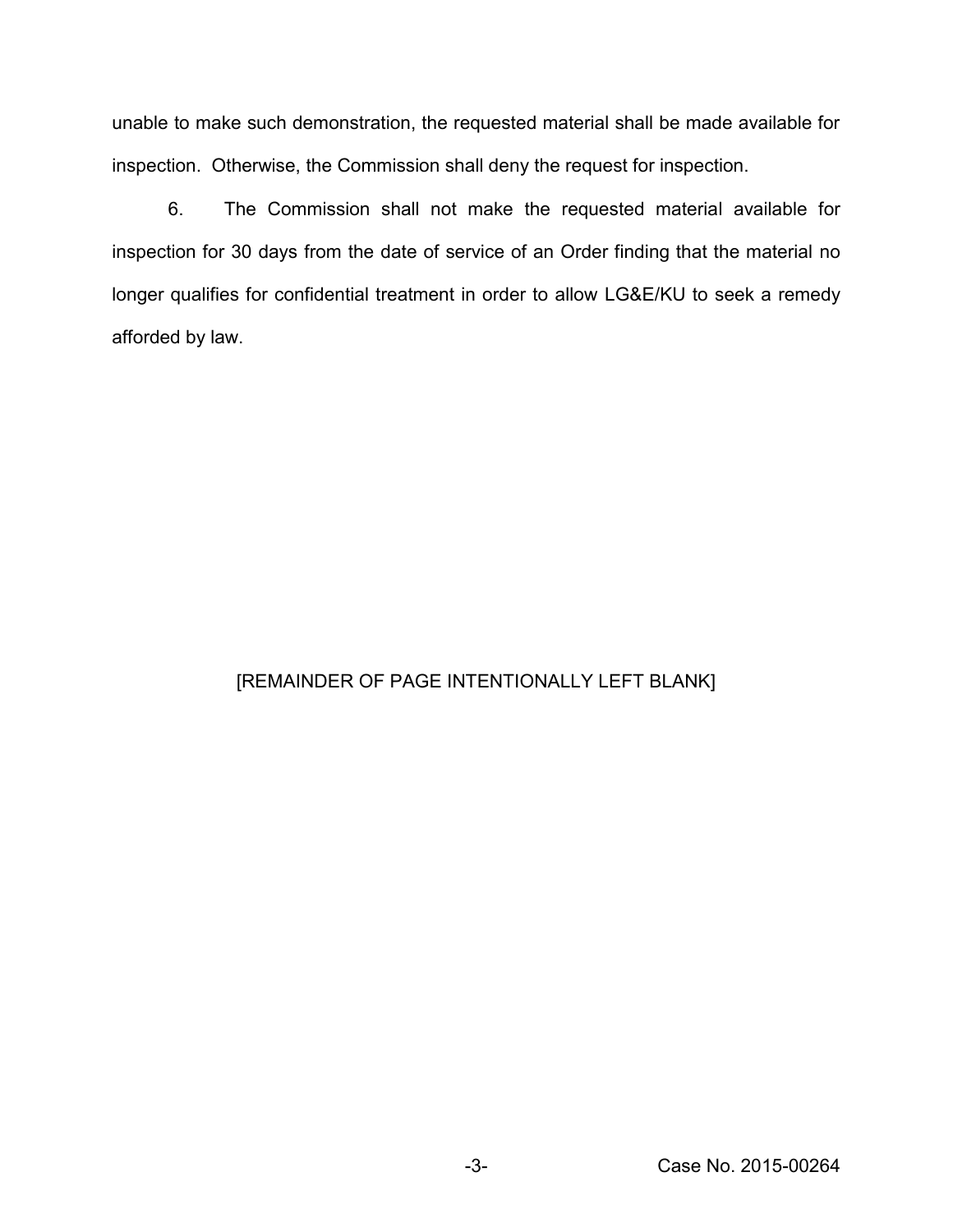unable to make such demonstration, the requested material shall be made available for inspection. Otherwise, the Commission shall deny the request for inspection.

6. The Commission shall not make the requested material available for inspection for 30 days from the date of service of an Order finding that the material no longer qualifies for confidential treatment in order to allow LG&E/KU to seek a remedy afforded by law.

[REMAINDER OF PAGE INTENTIONALLY LEFT BLANK]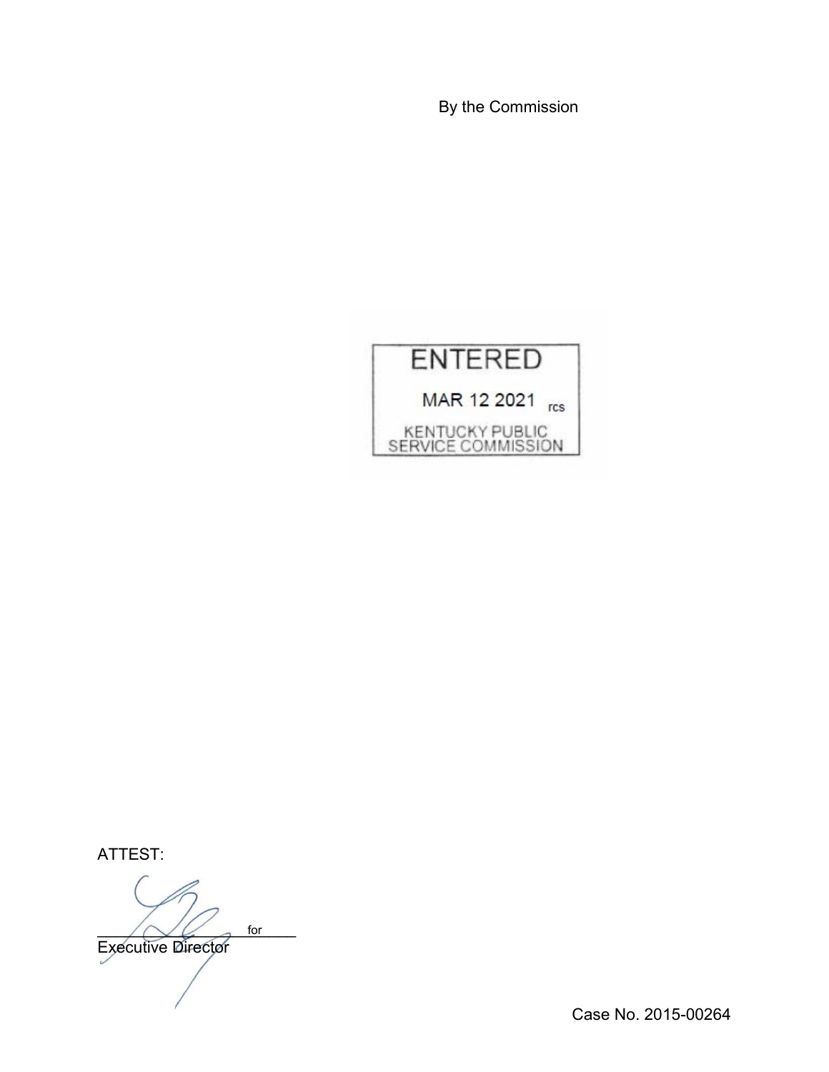By the Commission

ENTERED

MAR 12 2021 rcs

KENTUCKY PUBLIC SERVICE COMMISSION

ATTEST:

_________________ for
Executive Director

Case No. 2015-00264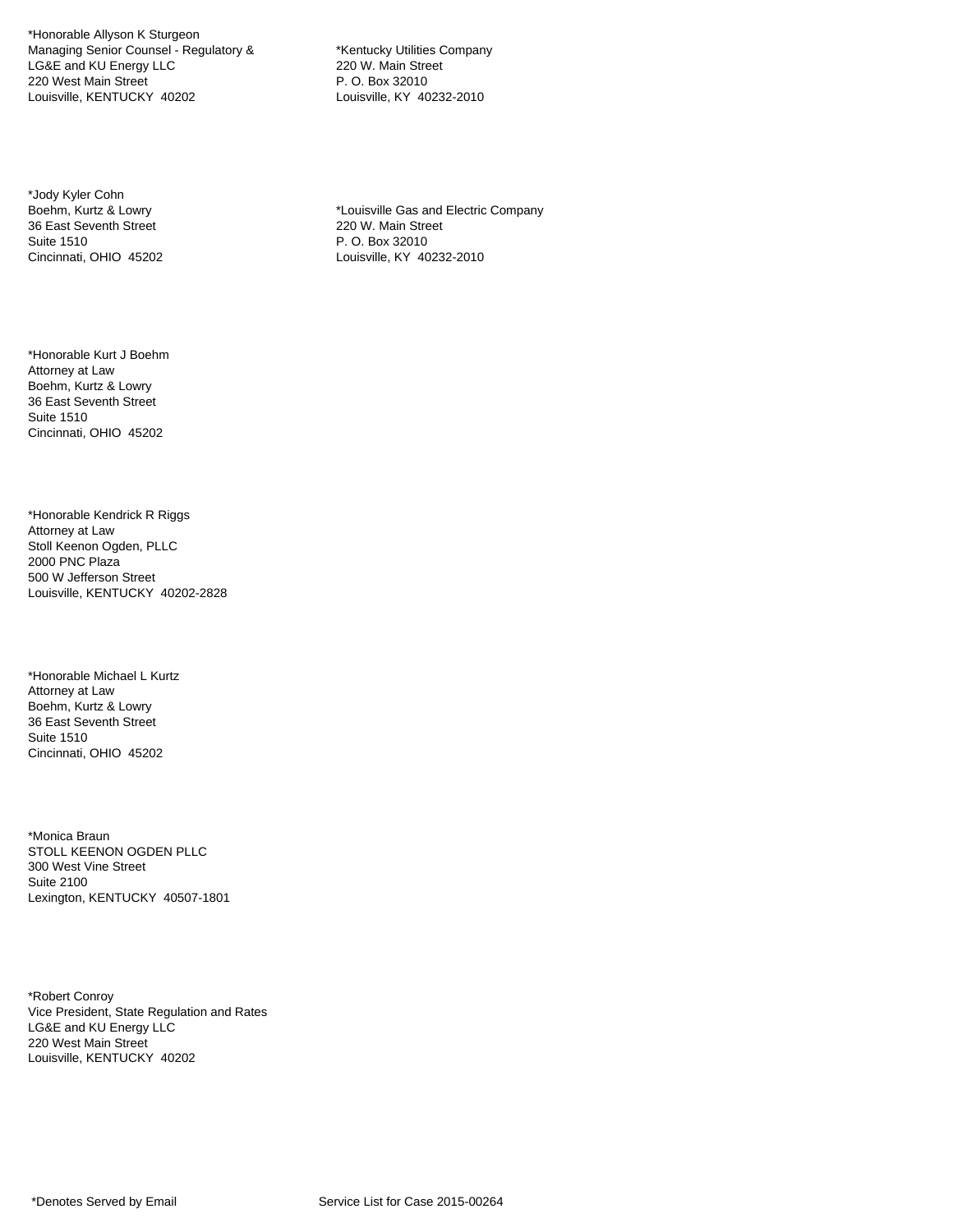*Honorable Allyson K Sturgeon
Managing Senior Counsel - Regulatory &
LG&E and KU Energy LLC
220 West Main Street
Louisville, KENTUCKY 40202

*Kentucky Utilities Company
220 W. Main Street
P. O. Box 32010
Louisville, KY 40232-2010

*Jody Kyler Cohn
Boehm, Kurtz & Lowry
36 East Seventh Street
Suite 1510
Cincinnati, OHIO 45202

*Louisville Gas and Electric Company
220 W. Main Street
P. O. Box 32010
Louisville, KY 40232-2010

*Honorable Kurt J Boehm
Attorney at Law
Boehm, Kurtz & Lowry
36 East Seventh Street
Suite 1510
Cincinnati, OHIO 45202

*Honorable Kendrick R Riggs
Attorney at Law
Stoll Keenon Ogden, PLLC
2000 PNC Plaza
500 W Jefferson Street
Louisville, KENTUCKY 40202-2828

*Honorable Michael L Kurtz
Attorney at Law
Boehm, Kurtz & Lowry
36 East Seventh Street
Suite 1510
Cincinnati, OHIO 45202

*Monica Braun
STOLL KEENON OGDEN PLLC
300 West Vine Street
Suite 2100
Lexington, KENTUCKY 40507-1801

*Robert Conroy
Vice President, State Regulation and Rates
LG&E and KU Energy LLC
220 West Main Street
Louisville, KENTUCKY 40202

*Denotes Served by Email

Service List for Case 2015-00264